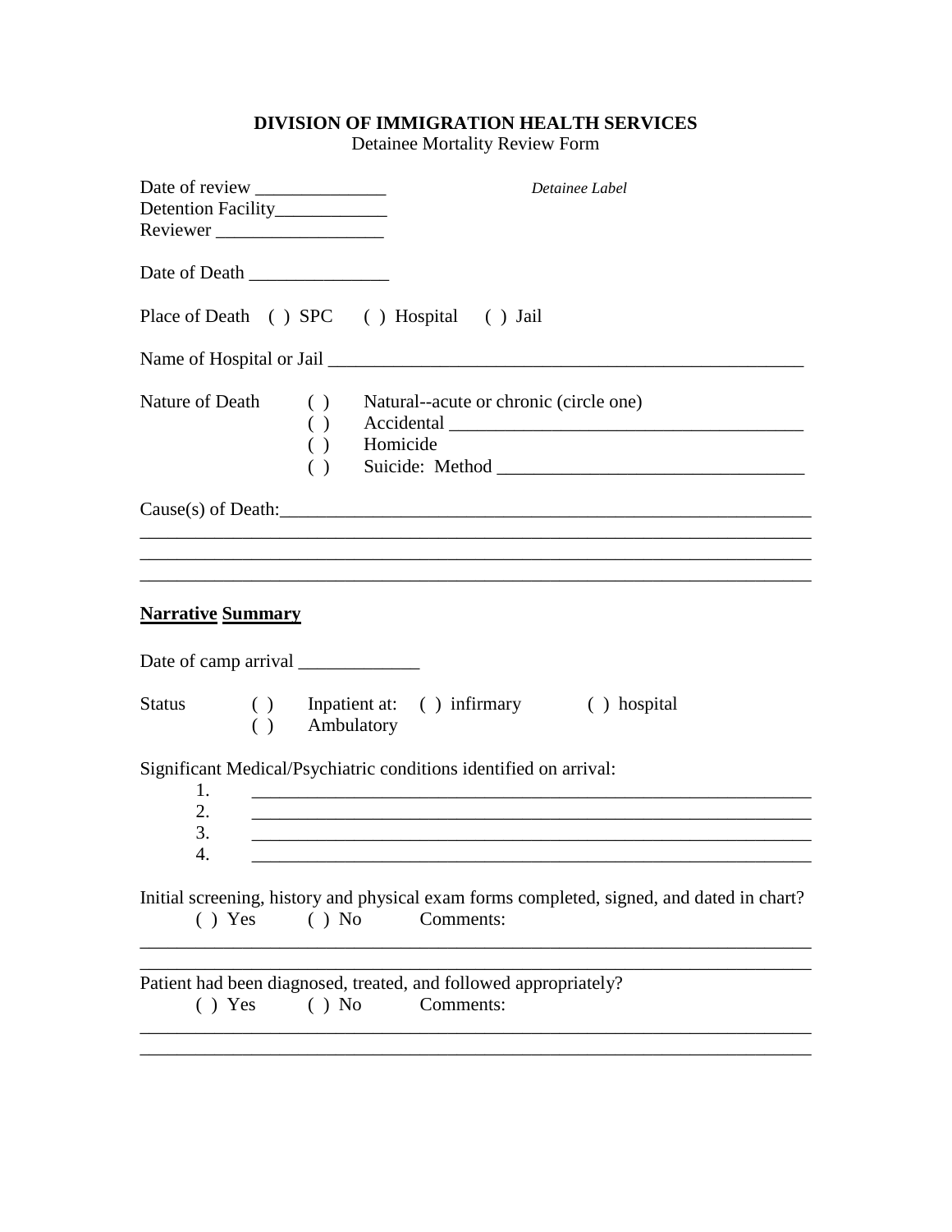**DIVISION OF IMMIGRATION HEALTH SERVICES**
Detainee Mortality Review Form

Date of review ______________
Detention Facility____________
Reviewer __________________

*Detainee Label*

Date of Death _______________

Place of Death ( ) SPC ( ) Hospital ( ) Jail

Name of Hospital or Jail ___________________________________________________

Nature of Death
( ) Natural--acute or chronic (circle one)
( ) Accidental ______________________________________
( ) Homicide
( ) Suicide: Method ________________________________

Cause(s) of Death:___________________________________________________________
_____________________________________________________________________________
_____________________________________________________________________________
_____________________________________________________________________________

**<u>Narrative Summary</u>**

Date of camp arrival _____________

Status
( ) Inpatient at: ( ) infirmary ( ) hospital
( ) Ambulatory

Significant Medical/Psychiatric conditions identified on arrival:

1. ______________________________________________________________
2. ______________________________________________________________
3. ______________________________________________________________
4. ______________________________________________________________

Initial screening, history and physical exam forms completed, signed, and dated in chart?
( ) Yes ( ) No Comments:
_____________________________________________________________________________
_____________________________________________________________________________

Patient had been diagnosed, treated, and followed appropriately?
( ) Yes ( ) No Comments:
_____________________________________________________________________________
_____________________________________________________________________________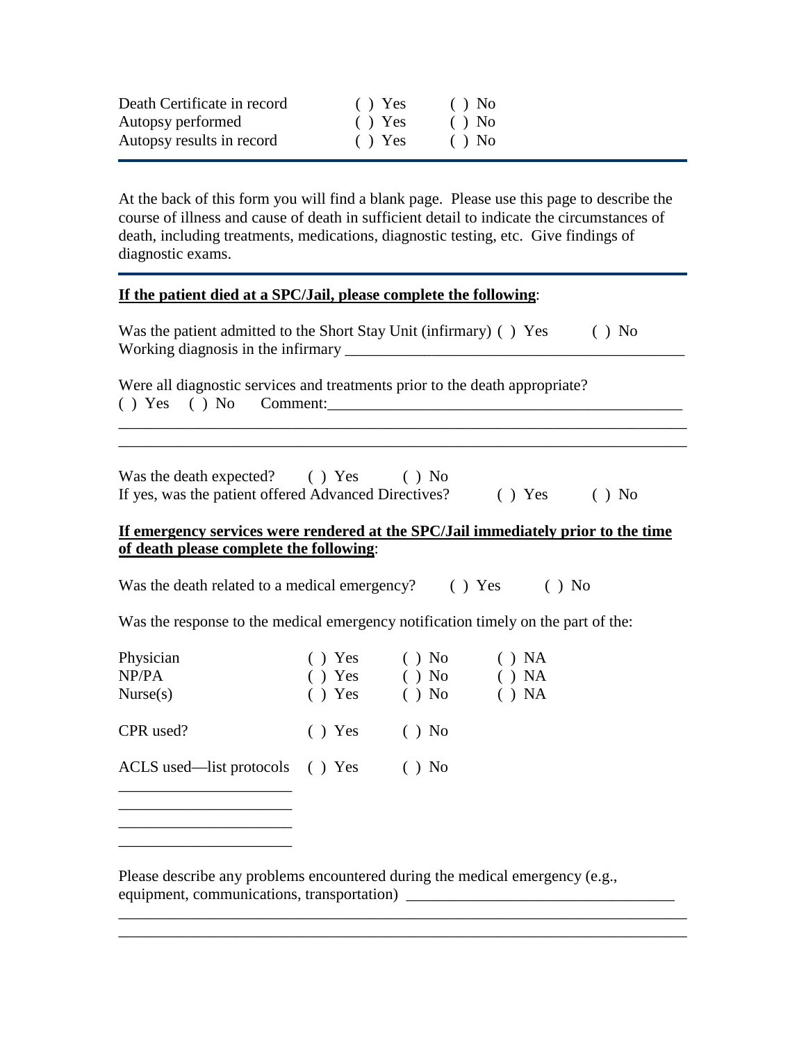| | | |
|---|---|---|
| Death Certificate in record | ( ) Yes | ( ) No |
| Autopsy performed | ( ) Yes | ( ) No |
| Autopsy results in record | ( ) Yes | ( ) No |

---

At the back of this form you will find a blank page. Please use this page to describe the course of illness and cause of death in sufficient detail to indicate the circumstances of death, including treatments, medications, diagnostic testing, etc. Give findings of diagnostic exams.

---

**<u>If the patient died at a SPC/Jail, please complete the following</u>**:

Was the patient admitted to the Short Stay Unit (infirmary) ( ) Yes ( ) No
Working diagnosis in the infirmary ____________________________________________

Were all diagnostic services and treatments prior to the death appropriate?
( ) Yes ( ) No Comment:_______________________________________________
_________________________________________________________________________
_________________________________________________________________________

Was the death expected? ( ) Yes ( ) No
If yes, was the patient offered Advanced Directives? ( ) Yes ( ) No

**<u>If emergency services were rendered at the SPC/Jail immediately prior to the time of death please complete the following</u>**:

Was the death related to a medical emergency? ( ) Yes ( ) No

Was the response to the medical emergency notification timely on the part of the:

| | | | |
|---|---|---|---|
| Physician | ( ) Yes | ( ) No | ( ) NA |
| NP/PA | ( ) Yes | ( ) No | ( ) NA |
| Nurse(s) | ( ) Yes | ( ) No | ( ) NA |

CPR used? ( ) Yes ( ) No

ACLS used—list protocols ( ) Yes ( ) No
______________________
______________________
______________________
______________________

Please describe any problems encountered during the medical emergency (e.g., equipment, communications, transportation) _________________________________
_________________________________________________________________________
_________________________________________________________________________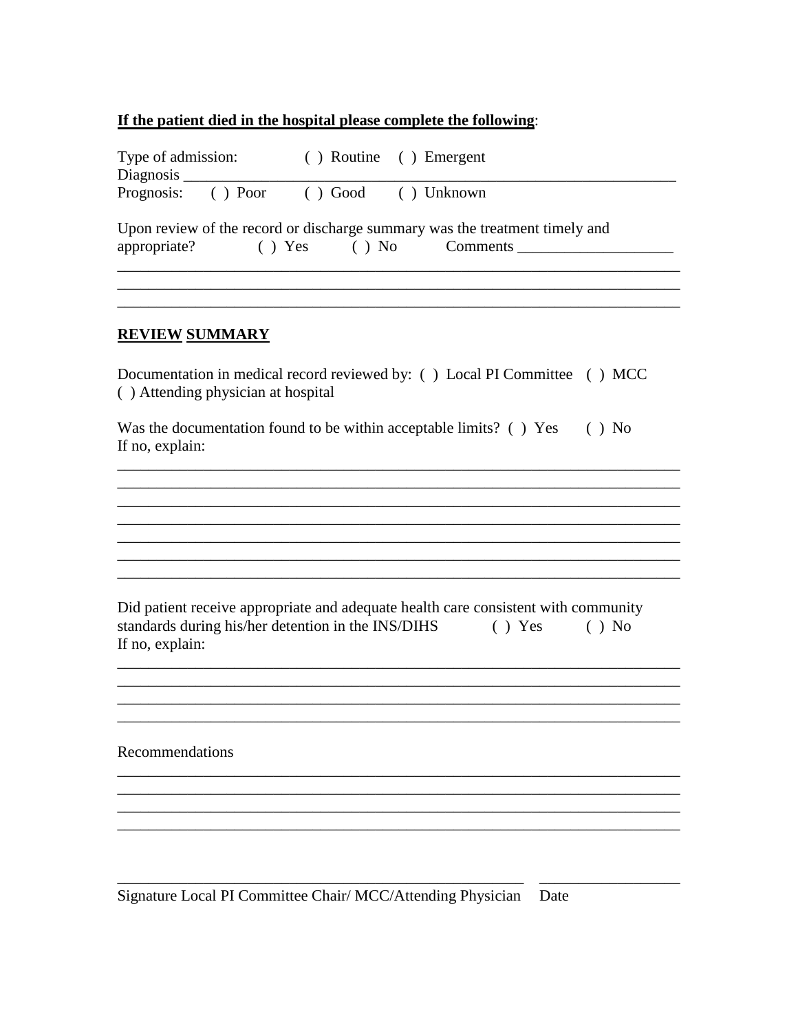**<u>If the patient died in the hospital please complete the following</u>**:

Type of admission: ( ) Routine ( ) Emergent
Diagnosis ________________________________________________________________
Prognosis: ( ) Poor ( ) Good ( ) Unknown

Upon review of the record or discharge summary was the treatment timely and appropriate? ( ) Yes ( ) No Comments ____________________
__________________________________________________________________________
__________________________________________________________________________
__________________________________________________________________________

**<u>REVIEW SUMMARY</u>**

Documentation in medical record reviewed by: ( ) Local PI Committee ( ) MCC
( ) Attending physician at hospital

Was the documentation found to be within acceptable limits? ( ) Yes ( ) No
If no, explain:

__________________________________________________________________________
__________________________________________________________________________
__________________________________________________________________________
__________________________________________________________________________
__________________________________________________________________________
__________________________________________________________________________
__________________________________________________________________________

Did patient receive appropriate and adequate health care consistent with community standards during his/her detention in the INS/DIHS ( ) Yes ( ) No
If no, explain:

__________________________________________________________________________
__________________________________________________________________________
__________________________________________________________________________
__________________________________________________________________________

Recommendations

__________________________________________________________________________
__________________________________________________________________________
__________________________________________________________________________
__________________________________________________________________________

_____________________________________________________ __________________
Signature Local PI Committee Chair/ MCC/Attending Physician Date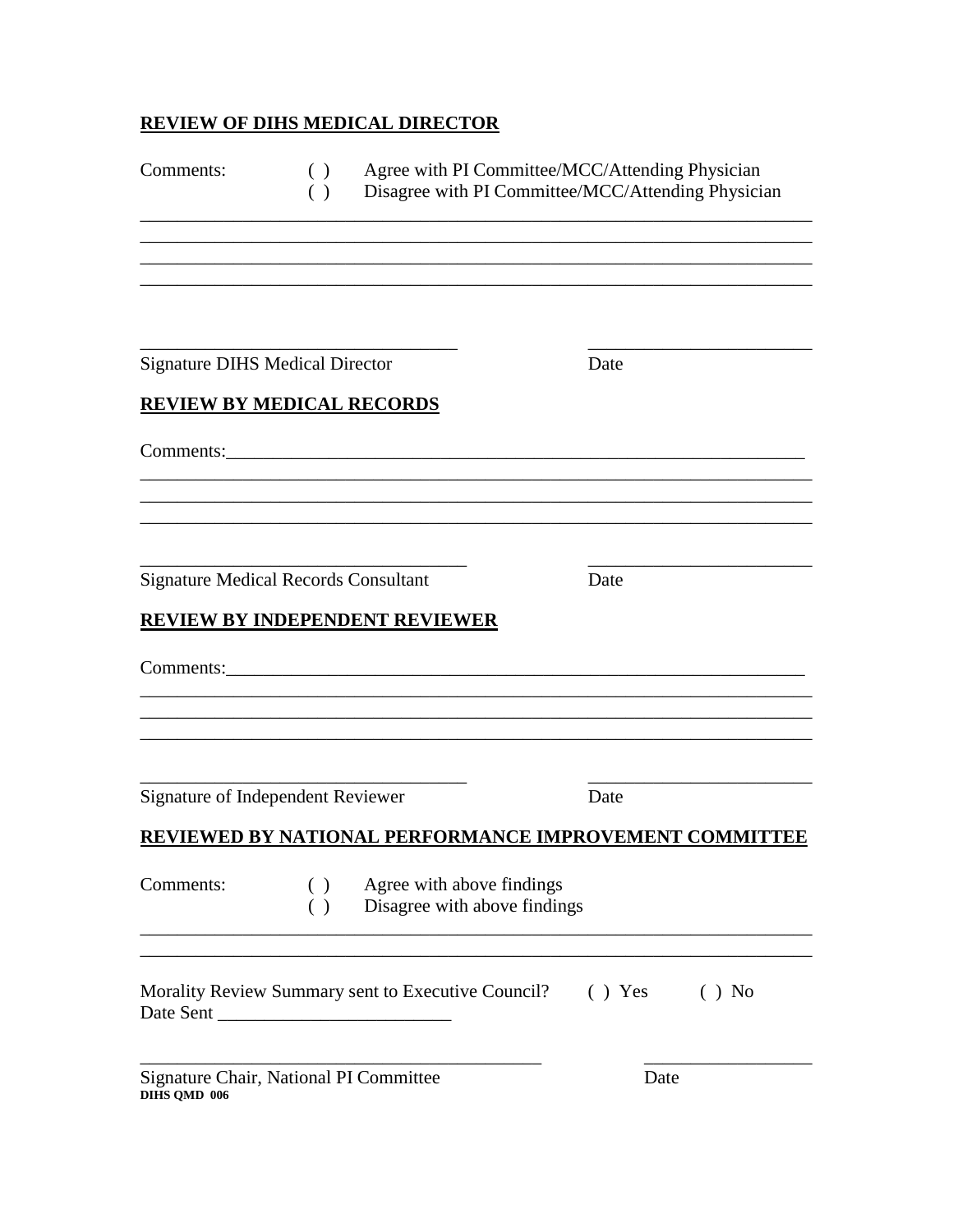**REVIEW OF DIHS MEDICAL DIRECTOR**

Comments: ( ) Agree with PI Committee/MCC/Attending Physician
( ) Disagree with PI Committee/MCC/Attending Physician

________________________________________________________________________
________________________________________________________________________
________________________________________________________________________
________________________________________________________________________

____________________________________ ________________________
Signature DIHS Medical Director Date

**REVIEW BY MEDICAL RECORDS**

Comments:_____________________________________________________________
________________________________________________________________________
________________________________________________________________________
________________________________________________________________________

____________________________________ ________________________
Signature Medical Records Consultant Date

**REVIEW BY INDEPENDENT REVIEWER**

Comments:_____________________________________________________________
________________________________________________________________________
________________________________________________________________________
________________________________________________________________________

____________________________________ ________________________
Signature of Independent Reviewer Date

**REVIEWED BY NATIONAL PERFORMANCE IMPROVEMENT COMMITTEE**

Comments: ( ) Agree with above findings
( ) Disagree with above findings

________________________________________________________________________
________________________________________________________________________

Morality Review Summary sent to Executive Council? ( ) Yes ( ) No
Date Sent ________________________

____________________________________________ __________________
Signature Chair, National PI Committee Date

**DIHS QMD 006**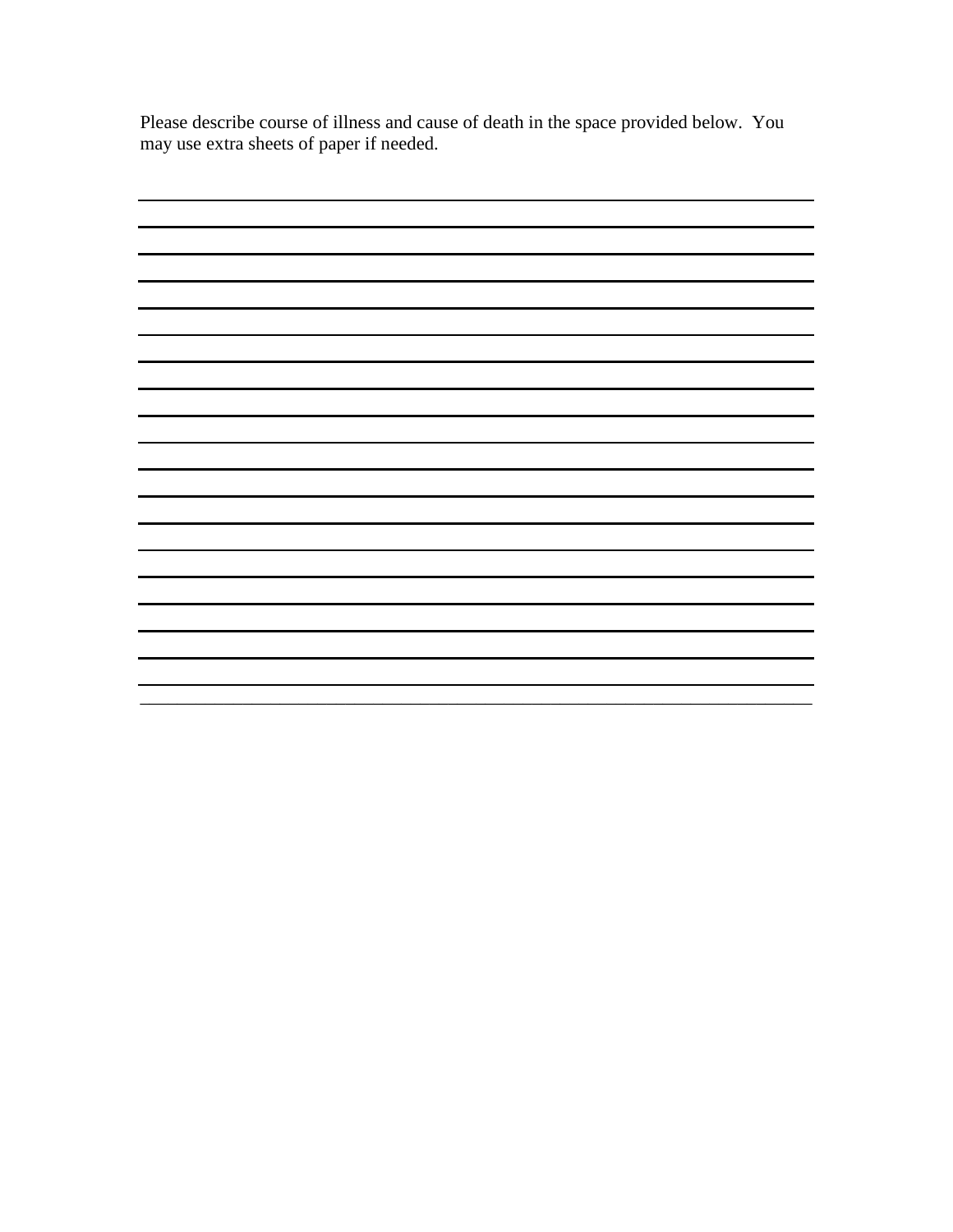Please describe course of illness and cause of death in the space provided below. You may use extra sheets of paper if needed.

\_\_\_\_\_\_\_\_\_\_\_\_\_\_\_\_\_\_\_\_\_\_\_\_\_\_\_\_\_\_\_\_\_\_\_\_\_\_\_\_\_\_\_\_\_\_\_\_\_\_\_\_\_\_\_\_\_\_\_\_\_\_\_\_\_\_\_\_\_\_\_\_\_\_\_